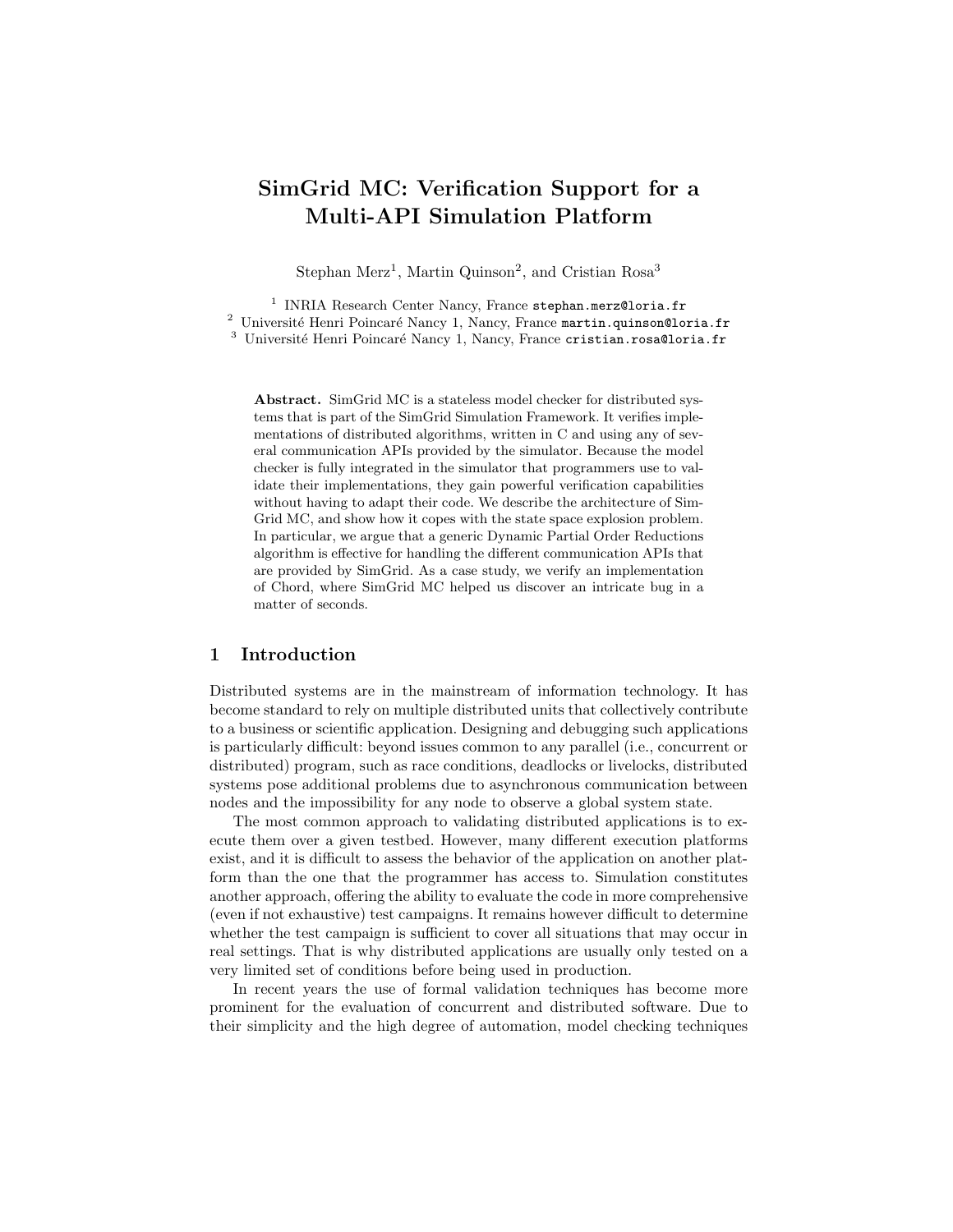# SimGrid MC: Verification Support for a Multi-API Simulation Platform

Stephan Merz[1], Martin Quinson[2], and Cristian Rosa[3]

[1] INRIA Research Center Nancy, France stephan.merz@loria.fr
[2] Université Henri Poincaré Nancy 1, Nancy, France martin.quinson@loria.fr
[3] Université Henri Poincaré Nancy 1, Nancy, France cristian.rosa@loria.fr

**Abstract.** SimGrid MC is a stateless model checker for distributed systems that is part of the SimGrid Simulation Framework. It verifies implementations of distributed algorithms, written in C and using any of several communication APIs provided by the simulator. Because the model checker is fully integrated in the simulator that programmers use to validate their implementations, they gain powerful verification capabilities without having to adapt their code. We describe the architecture of SimGrid MC, and show how it copes with the state space explosion problem. In particular, we argue that a generic Dynamic Partial Order Reductions algorithm is effective for handling the different communication APIs that are provided by SimGrid. As a case study, we verify an implementation of Chord, where SimGrid MC helped us discover an intricate bug in a matter of seconds.

## 1 Introduction

Distributed systems are in the mainstream of information technology. It has become standard to rely on multiple distributed units that collectively contribute to a business or scientific application. Designing and debugging such applications is particularly difficult: beyond issues common to any parallel (i.e., concurrent or distributed) program, such as race conditions, deadlocks or livelocks, distributed systems pose additional problems due to asynchronous communication between nodes and the impossibility for any node to observe a global system state.

The most common approach to validating distributed applications is to execute them over a given testbed. However, many different execution platforms exist, and it is difficult to assess the behavior of the application on another platform than the one that the programmer has access to. Simulation constitutes another approach, offering the ability to evaluate the code in more comprehensive (even if not exhaustive) test campaigns. It remains however difficult to determine whether the test campaign is sufficient to cover all situations that may occur in real settings. That is why distributed applications are usually only tested on a very limited set of conditions before being used in production.

In recent years the use of formal validation techniques has become more prominent for the evaluation of concurrent and distributed software. Due to their simplicity and the high degree of automation, model checking techniques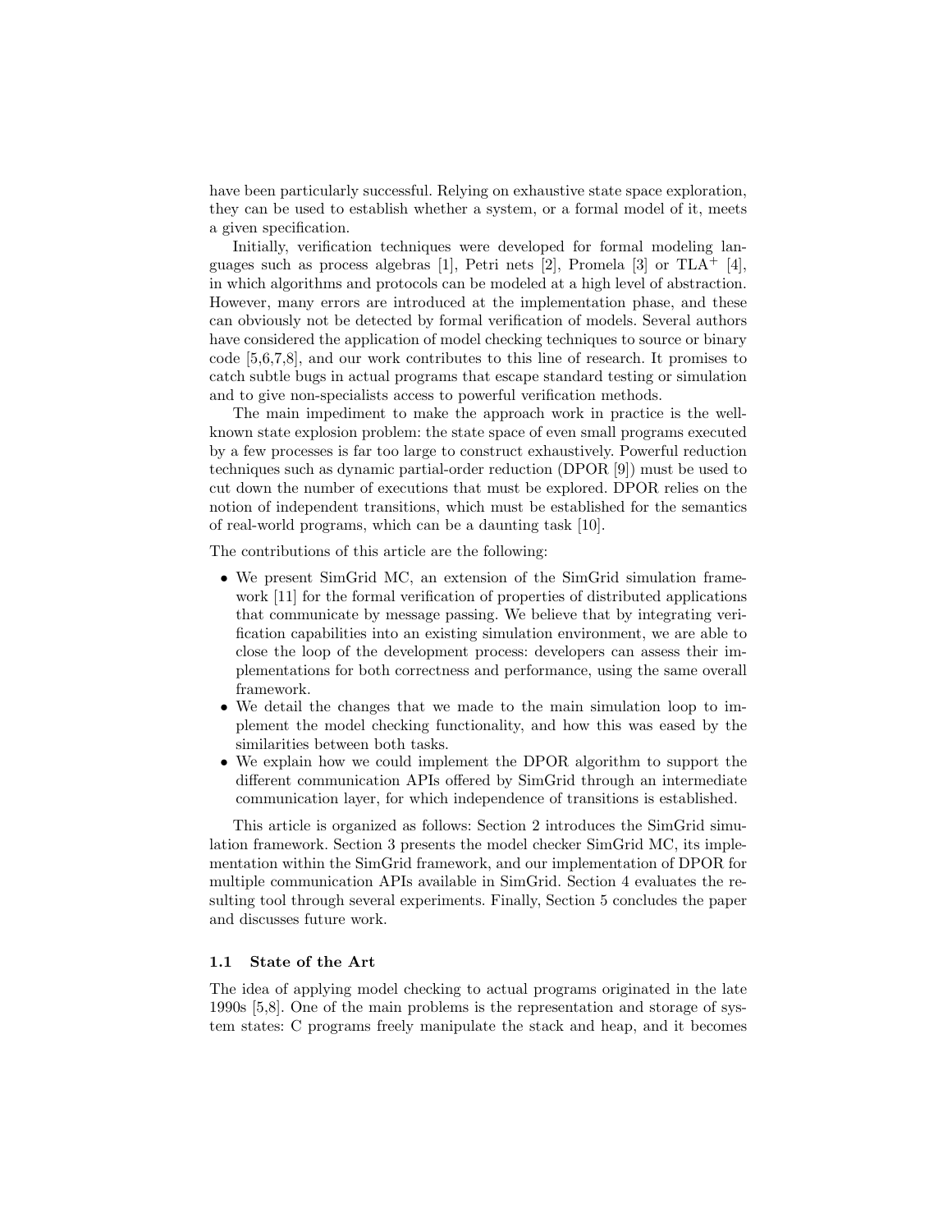have been particularly successful. Relying on exhaustive state space exploration, they can be used to establish whether a system, or a formal model of it, meets a given specification.

Initially, verification techniques were developed for formal modeling languages such as process algebras [1], Petri nets [2], Promela [3] or TLA$^+$ [4], in which algorithms and protocols can be modeled at a high level of abstraction. However, many errors are introduced at the implementation phase, and these can obviously not be detected by formal verification of models. Several authors have considered the application of model checking techniques to source or binary code [5,6,7,8], and our work contributes to this line of research. It promises to catch subtle bugs in actual programs that escape standard testing or simulation and to give non-specialists access to powerful verification methods.

The main impediment to make the approach work in practice is the well-known state explosion problem: the state space of even small programs executed by a few processes is far too large to construct exhaustively. Powerful reduction techniques such as dynamic partial-order reduction (DPOR [9]) must be used to cut down the number of executions that must be explored. DPOR relies on the notion of independent transitions, which must be established for the semantics of real-world programs, which can be a daunting task [10].

The contributions of this article are the following:

- We present SimGrid MC, an extension of the SimGrid simulation framework [11] for the formal verification of properties of distributed applications that communicate by message passing. We believe that by integrating verification capabilities into an existing simulation environment, we are able to close the loop of the development process: developers can assess their implementations for both correctness and performance, using the same overall framework.
- We detail the changes that we made to the main simulation loop to implement the model checking functionality, and how this was eased by the similarities between both tasks.
- We explain how we could implement the DPOR algorithm to support the different communication APIs offered by SimGrid through an intermediate communication layer, for which independence of transitions is established.

This article is organized as follows: Section 2 introduces the SimGrid simulation framework. Section 3 presents the model checker SimGrid MC, its implementation within the SimGrid framework, and our implementation of DPOR for multiple communication APIs available in SimGrid. Section 4 evaluates the resulting tool through several experiments. Finally, Section 5 concludes the paper and discusses future work.

### 1.1 State of the Art

The idea of applying model checking to actual programs originated in the late 1990s [5,8]. One of the main problems is the representation and storage of system states: C programs freely manipulate the stack and heap, and it becomes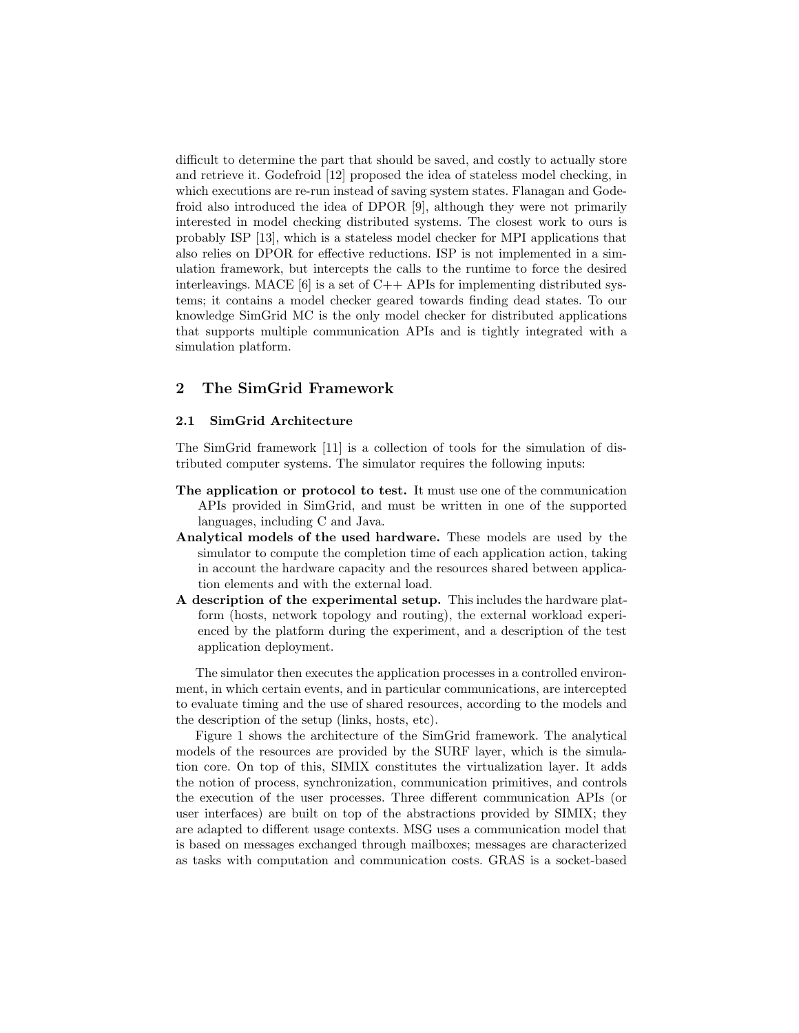difficult to determine the part that should be saved, and costly to actually store and retrieve it. Godefroid [12] proposed the idea of stateless model checking, in which executions are re-run instead of saving system states. Flanagan and Godefroid also introduced the idea of DPOR [9], although they were not primarily interested in model checking distributed systems. The closest work to ours is probably ISP [13], which is a stateless model checker for MPI applications that also relies on DPOR for effective reductions. ISP is not implemented in a simulation framework, but intercepts the calls to the runtime to force the desired interleavings. MACE [6] is a set of C++ APIs for implementing distributed systems; it contains a model checker geared towards finding dead states. To our knowledge SimGrid MC is the only model checker for distributed applications that supports multiple communication APIs and is tightly integrated with a simulation platform.

## 2 The SimGrid Framework

### 2.1 SimGrid Architecture

The SimGrid framework [11] is a collection of tools for the simulation of distributed computer systems. The simulator requires the following inputs:

- **The application or protocol to test.** It must use one of the communication APIs provided in SimGrid, and must be written in one of the supported languages, including C and Java.
- **Analytical models of the used hardware.** These models are used by the simulator to compute the completion time of each application action, taking in account the hardware capacity and the resources shared between application elements and with the external load.
- **A description of the experimental setup.** This includes the hardware platform (hosts, network topology and routing), the external workload experienced by the platform during the experiment, and a description of the test application deployment.

The simulator then executes the application processes in a controlled environment, in which certain events, and in particular communications, are intercepted to evaluate timing and the use of shared resources, according to the models and the description of the setup (links, hosts, etc).

Figure 1 shows the architecture of the SimGrid framework. The analytical models of the resources are provided by the SURF layer, which is the simulation core. On top of this, SIMIX constitutes the virtualization layer. It adds the notion of process, synchronization, communication primitives, and controls the execution of the user processes. Three different communication APIs (or user interfaces) are built on top of the abstractions provided by SIMIX; they are adapted to different usage contexts. MSG uses a communication model that is based on messages exchanged through mailboxes; messages are characterized as tasks with computation and communication costs. GRAS is a socket-based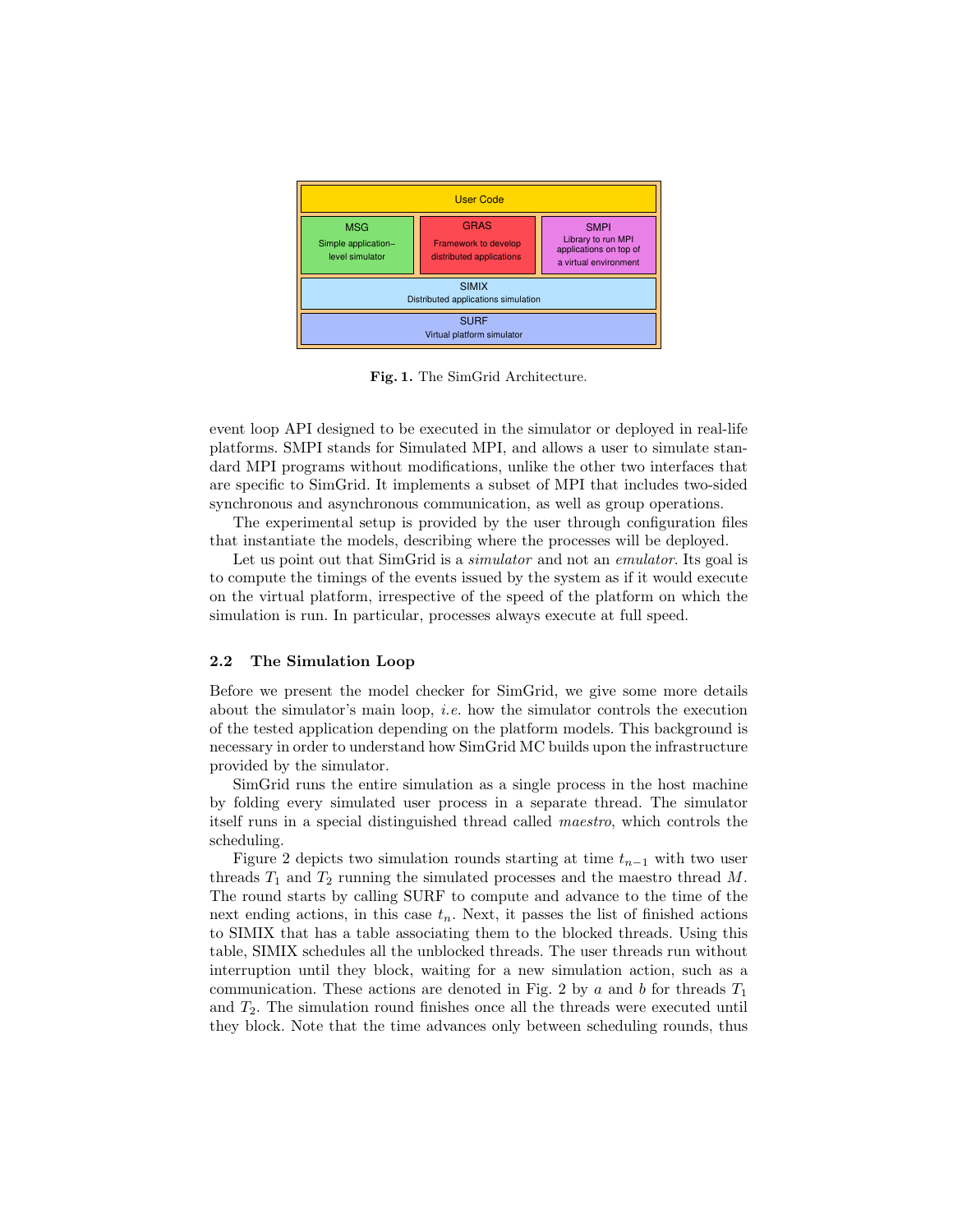| User Code | | |
| --- | --- | --- |
| MSG<br>Simple application–level simulator | GRAS<br>Framework to develop distributed applications | SMPI<br>Library to run MPI applications on top of a virtual environment |
| SIMIX<br>Distributed applications simulation | | |
| SURF<br>Virtual platform simulator | | |

**Fig. 1.** The SimGrid Architecture.

event loop API designed to be executed in the simulator or deployed in real-life platforms. SMPI stands for Simulated MPI, and allows a user to simulate standard MPI programs without modifications, unlike the other two interfaces that are specific to SimGrid. It implements a subset of MPI that includes two-sided synchronous and asynchronous communication, as well as group operations.

The experimental setup is provided by the user through configuration files that instantiate the models, describing where the processes will be deployed.

Let us point out that SimGrid is a *simulator* and not an *emulator*. Its goal is to compute the timings of the events issued by the system as if it would execute on the virtual platform, irrespective of the speed of the platform on which the simulation is run. In particular, processes always execute at full speed.

### 2.2 The Simulation Loop

Before we present the model checker for SimGrid, we give some more details about the simulator's main loop, *i.e.* how the simulator controls the execution of the tested application depending on the platform models. This background is necessary in order to understand how SimGrid MC builds upon the infrastructure provided by the simulator.

SimGrid runs the entire simulation as a single process in the host machine by folding every simulated user process in a separate thread. The simulator itself runs in a special distinguished thread called *maestro*, which controls the scheduling.

Figure 2 depicts two simulation rounds starting at time $t_{n-1}$ with two user threads $T_1$ and $T_2$ running the simulated processes and the maestro thread $M$. The round starts by calling SURF to compute and advance to the time of the next ending actions, in this case $t_n$. Next, it passes the list of finished actions to SIMIX that has a table associating them to the blocked threads. Using this table, SIMIX schedules all the unblocked threads. The user threads run without interruption until they block, waiting for a new simulation action, such as a communication. These actions are denoted in Fig. 2 by $a$ and $b$ for threads $T_1$ and $T_2$. The simulation round finishes once all the threads were executed until they block. Note that the time advances only between scheduling rounds, thus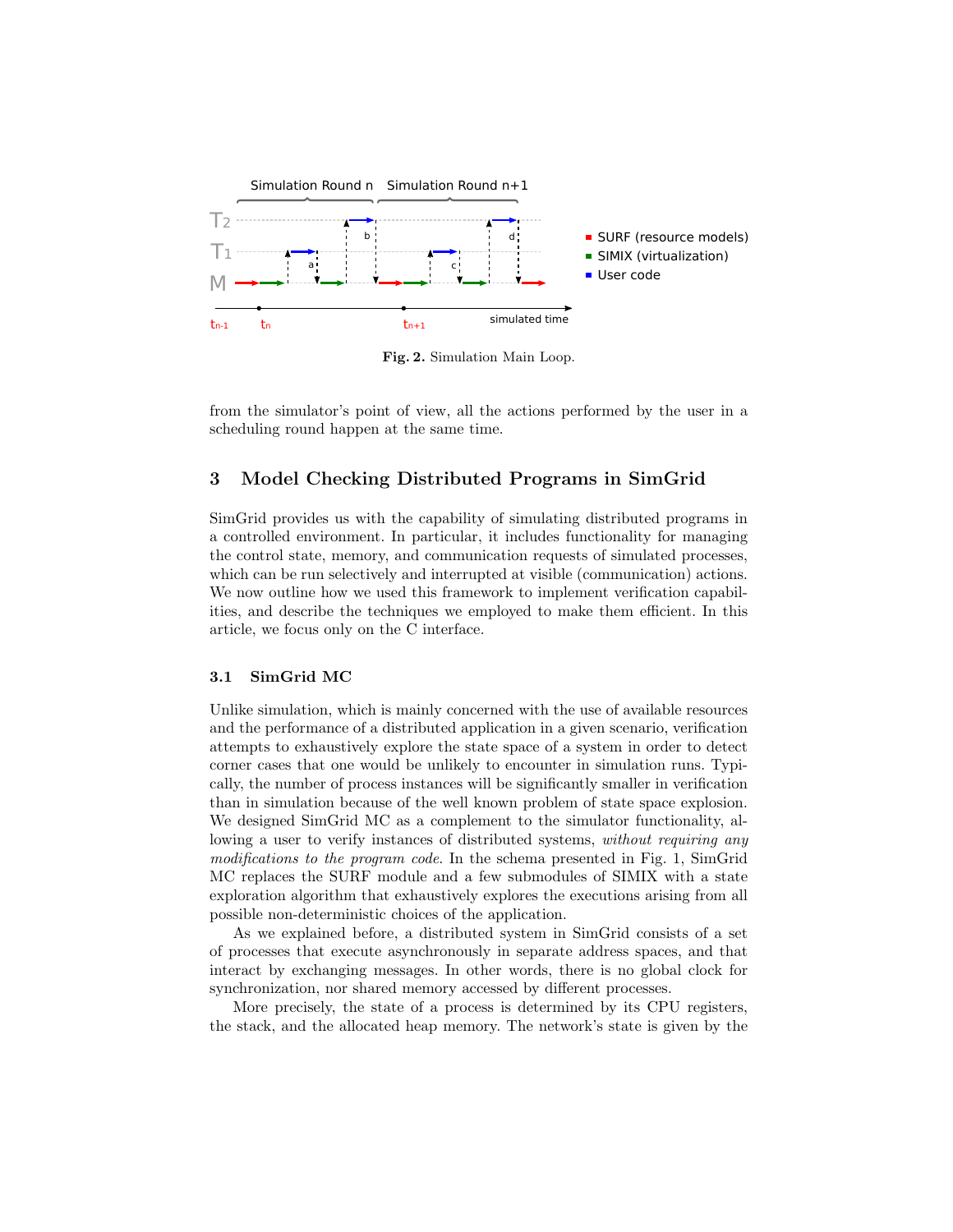Simulation Round n

Simulation Round n+1

$T_2$

$T_1$

M

a

b

c

d

SURF (resource models)

SIMIX (virtualization)

User code

$t_{n-1}$

$t_n$

$t_{n+1}$

simulated time

**Fig. 2.** Simulation Main Loop.

from the simulator's point of view, all the actions performed by the user in a scheduling round happen at the same time.

## 3 Model Checking Distributed Programs in SimGrid

SimGrid provides us with the capability of simulating distributed programs in a controlled environment. In particular, it includes functionality for managing the control state, memory, and communication requests of simulated processes, which can be run selectively and interrupted at visible (communication) actions. We now outline how we used this framework to implement verification capabilities, and describe the techniques we employed to make them efficient. In this article, we focus only on the C interface.

### 3.1 SimGrid MC

Unlike simulation, which is mainly concerned with the use of available resources and the performance of a distributed application in a given scenario, verification attempts to exhaustively explore the state space of a system in order to detect corner cases that one would be unlikely to encounter in simulation runs. Typically, the number of process instances will be significantly smaller in verification than in simulation because of the well known problem of state space explosion. We designed SimGrid MC as a complement to the simulator functionality, allowing a user to verify instances of distributed systems, *without requiring any modifications to the program code*. In the schema presented in Fig. 1, SimGrid MC replaces the SURF module and a few submodules of SIMIX with a state exploration algorithm that exhaustively explores the executions arising from all possible non-deterministic choices of the application.

As we explained before, a distributed system in SimGrid consists of a set of processes that execute asynchronously in separate address spaces, and that interact by exchanging messages. In other words, there is no global clock for synchronization, nor shared memory accessed by different processes.

More precisely, the state of a process is determined by its CPU registers, the stack, and the allocated heap memory. The network's state is given by the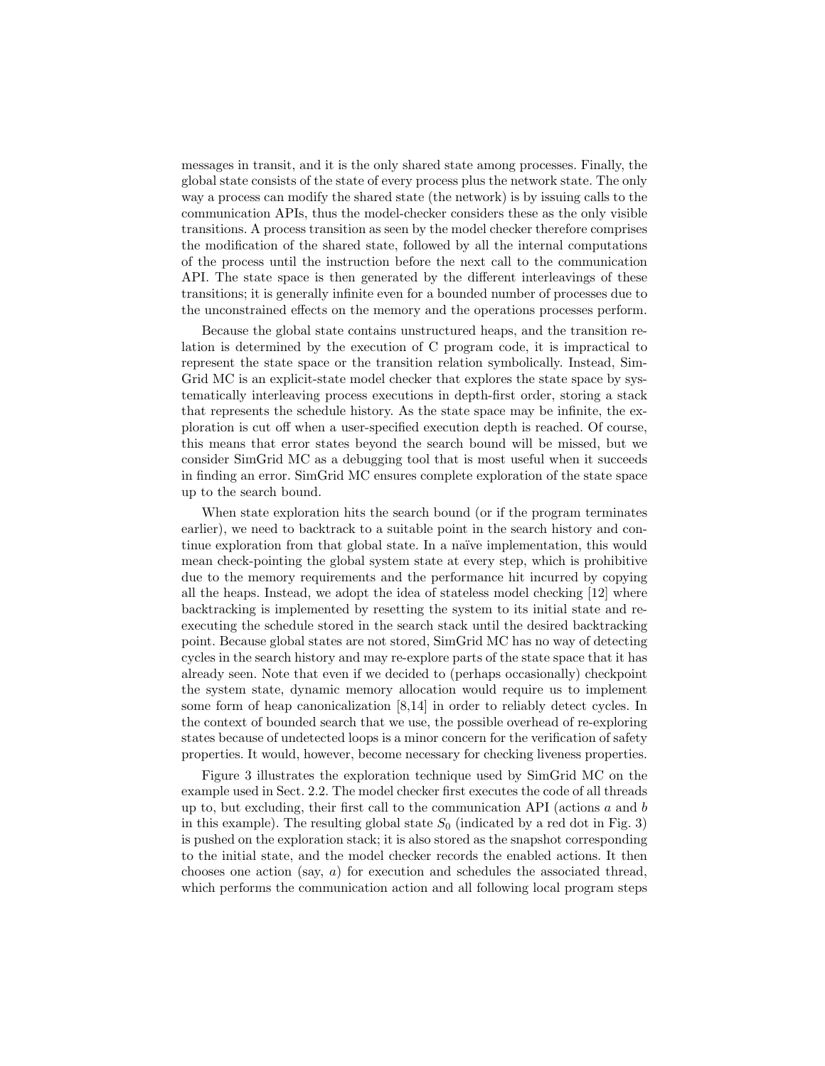messages in transit, and it is the only shared state among processes. Finally, the global state consists of the state of every process plus the network state. The only way a process can modify the shared state (the network) is by issuing calls to the communication APIs, thus the model-checker considers these as the only visible transitions. A process transition as seen by the model checker therefore comprises the modification of the shared state, followed by all the internal computations of the process until the instruction before the next call to the communication API. The state space is then generated by the different interleavings of these transitions; it is generally infinite even for a bounded number of processes due to the unconstrained effects on the memory and the operations processes perform.

Because the global state contains unstructured heaps, and the transition relation is determined by the execution of C program code, it is impractical to represent the state space or the transition relation symbolically. Instead, SimGrid MC is an explicit-state model checker that explores the state space by systematically interleaving process executions in depth-first order, storing a stack that represents the schedule history. As the state space may be infinite, the exploration is cut off when a user-specified execution depth is reached. Of course, this means that error states beyond the search bound will be missed, but we consider SimGrid MC as a debugging tool that is most useful when it succeeds in finding an error. SimGrid MC ensures complete exploration of the state space up to the search bound.

When state exploration hits the search bound (or if the program terminates earlier), we need to backtrack to a suitable point in the search history and continue exploration from that global state. In a naïve implementation, this would mean check-pointing the global system state at every step, which is prohibitive due to the memory requirements and the performance hit incurred by copying all the heaps. Instead, we adopt the idea of stateless model checking [12] where backtracking is implemented by resetting the system to its initial state and re-executing the schedule stored in the search stack until the desired backtracking point. Because global states are not stored, SimGrid MC has no way of detecting cycles in the search history and may re-explore parts of the state space that it has already seen. Note that even if we decided to (perhaps occasionally) checkpoint the system state, dynamic memory allocation would require us to implement some form of heap canonicalization [8,14] in order to reliably detect cycles. In the context of bounded search that we use, the possible overhead of re-exploring states because of undetected loops is a minor concern for the verification of safety properties. It would, however, become necessary for checking liveness properties.

Figure 3 illustrates the exploration technique used by SimGrid MC on the example used in Sect. 2.2. The model checker first executes the code of all threads up to, but excluding, their first call to the communication API (actions $a$ and $b$ in this example). The resulting global state $S_0$ (indicated by a red dot in Fig. 3) is pushed on the exploration stack; it is also stored as the snapshot corresponding to the initial state, and the model checker records the enabled actions. It then chooses one action (say, $a$) for execution and schedules the associated thread, which performs the communication action and all following local program steps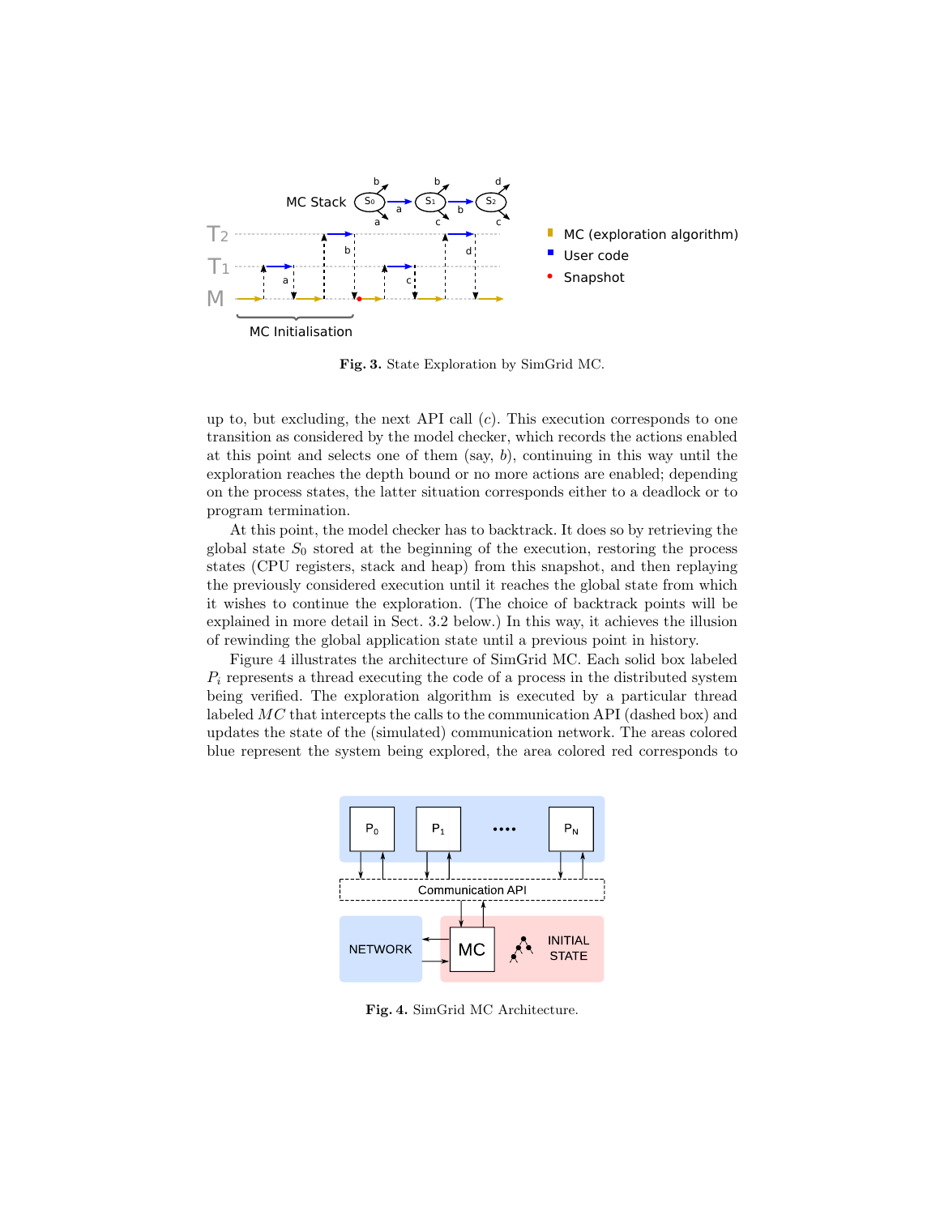**Fig. 3.** State Exploration by SimGrid MC.

up to, but excluding, the next API call ($c$). This execution corresponds to one transition as considered by the model checker, which records the actions enabled at this point and selects one of them (say, $b$), continuing in this way until the exploration reaches the depth bound or no more actions are enabled; depending on the process states, the latter situation corresponds either to a deadlock or to program termination.

At this point, the model checker has to backtrack. It does so by retrieving the global state $S_0$ stored at the beginning of the execution, restoring the process states (CPU registers, stack and heap) from this snapshot, and then replaying the previously considered execution until it reaches the global state from which it wishes to continue the exploration. (The choice of backtrack points will be explained in more detail in Sect. 3.2 below.) In this way, it achieves the illusion of rewinding the global application state until a previous point in history.

Figure 4 illustrates the architecture of SimGrid MC. Each solid box labeled $P_i$ represents a thread executing the code of a process in the distributed system being verified. The exploration algorithm is executed by a particular thread labeled $MC$ that intercepts the calls to the communication API (dashed box) and updates the state of the (simulated) communication network. The areas colored blue represent the system being explored, the area colored red corresponds to

**Fig. 4.** SimGrid MC Architecture.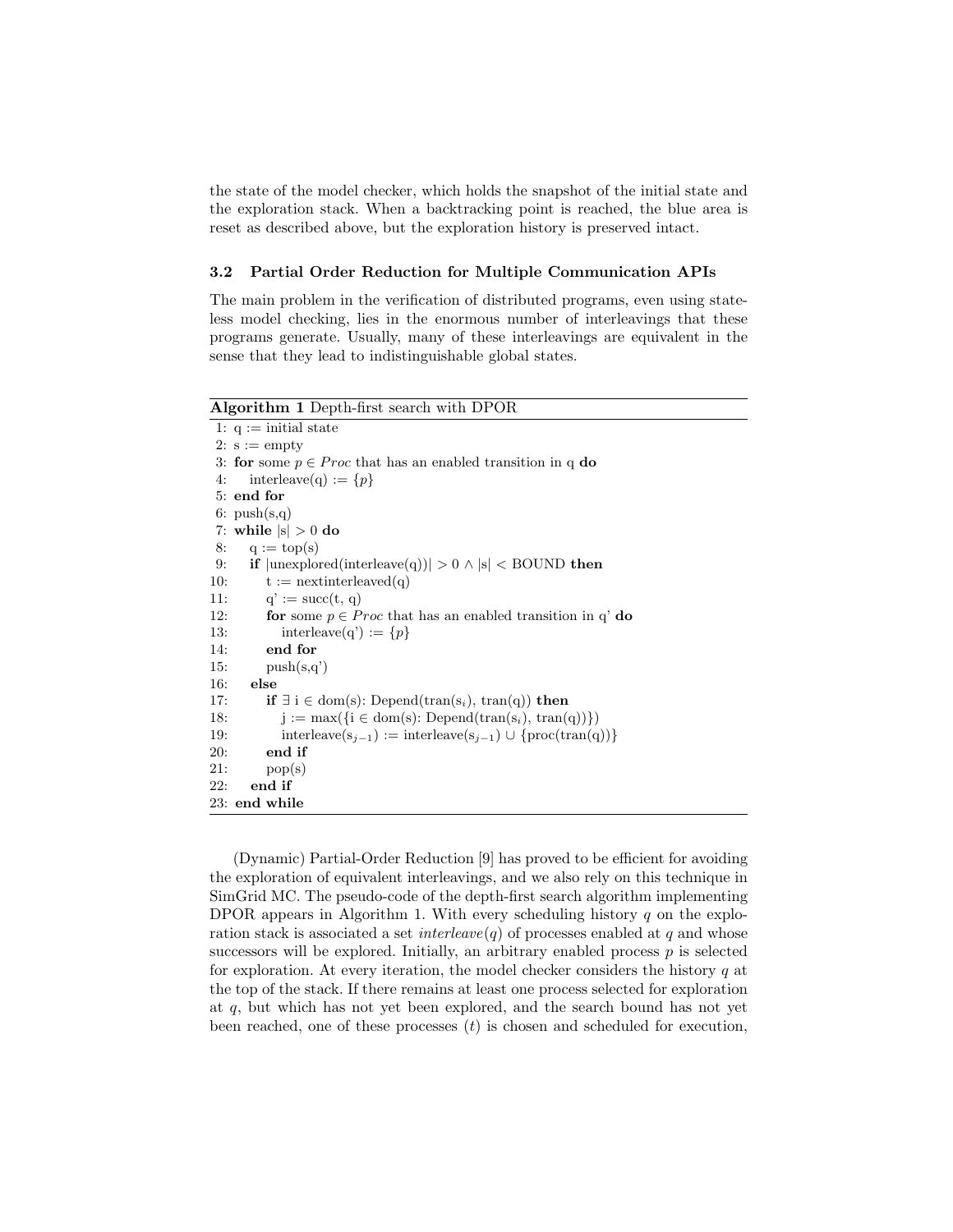the state of the model checker, which holds the snapshot of the initial state and the exploration stack. When a backtracking point is reached, the blue area is reset as described above, but the exploration history is preserved intact.

### 3.2 Partial Order Reduction for Multiple Communication APIs

The main problem in the verification of distributed programs, even using stateless model checking, lies in the enormous number of interleavings that these programs generate. Usually, many of these interleavings are equivalent in the sense that they lead to indistinguishable global states.

**Algorithm 1** Depth-first search with DPOR

```
 1: q := initial state
 2: s := empty
 3: for some p ∈ Proc that has an enabled transition in q do
 4:    interleave(q) := {p}
 5: end for
 6: push(s,q)
 7: while |s| > 0 do
 8:    q := top(s)
 9:    if |unexplored(interleave(q))| > 0 ∧ |s| < BOUND then
10:       t := nextinterleaved(q)
11:       q' := succ(t, q)
12:       for some p ∈ Proc that has an enabled transition in q' do
13:          interleave(q') := {p}
14:       end for
15:       push(s,q')
16:    else
17:       if ∃ i ∈ dom(s): Depend(tran(s_i), tran(q)) then
18:          j := max({i ∈ dom(s): Depend(tran(s_i), tran(q))})
19:          interleave(s_{j−1}) := interleave(s_{j−1}) ∪ {proc(tran(q))}
20:       end if
21:       pop(s)
22:    end if
23: end while
```

(Dynamic) Partial-Order Reduction [9] has proved to be efficient for avoiding the exploration of equivalent interleavings, and we also rely on this technique in SimGrid MC. The pseudo-code of the depth-first search algorithm implementing DPOR appears in Algorithm 1. With every scheduling history $q$ on the exploration stack is associated a set *interleave*($q$) of processes enabled at $q$ and whose successors will be explored. Initially, an arbitrary enabled process $p$ is selected for exploration. At every iteration, the model checker considers the history $q$ at the top of the stack. If there remains at least one process selected for exploration at $q$, but which has not yet been explored, and the search bound has not yet been reached, one of these processes ($t$) is chosen and scheduled for execution,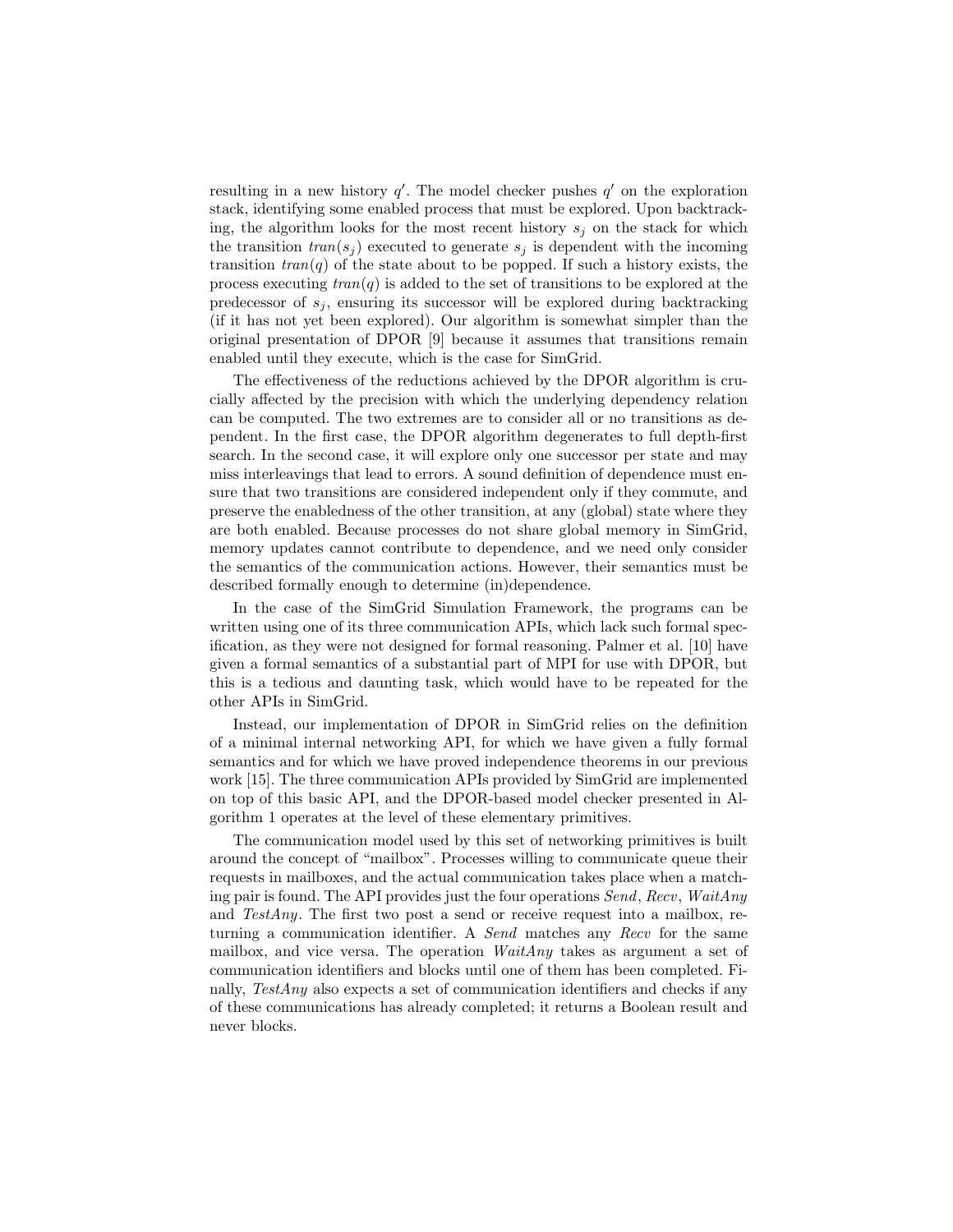resulting in a new history $q'$. The model checker pushes $q'$ on the exploration stack, identifying some enabled process that must be explored. Upon backtracking, the algorithm looks for the most recent history $s_j$ on the stack for which the transition $tran(s_j)$ executed to generate $s_j$ is dependent with the incoming transition $tran(q)$ of the state about to be popped. If such a history exists, the process executing $tran(q)$ is added to the set of transitions to be explored at the predecessor of $s_j$, ensuring its successor will be explored during backtracking (if it has not yet been explored). Our algorithm is somewhat simpler than the original presentation of DPOR [9] because it assumes that transitions remain enabled until they execute, which is the case for SimGrid.

The effectiveness of the reductions achieved by the DPOR algorithm is crucially affected by the precision with which the underlying dependency relation can be computed. The two extremes are to consider all or no transitions as dependent. In the first case, the DPOR algorithm degenerates to full depth-first search. In the second case, it will explore only one successor per state and may miss interleavings that lead to errors. A sound definition of dependence must ensure that two transitions are considered independent only if they commute, and preserve the enabledness of the other transition, at any (global) state where they are both enabled. Because processes do not share global memory in SimGrid, memory updates cannot contribute to dependence, and we need only consider the semantics of the communication actions. However, their semantics must be described formally enough to determine (in)dependence.

In the case of the SimGrid Simulation Framework, the programs can be written using one of its three communication APIs, which lack such formal specification, as they were not designed for formal reasoning. Palmer et al. [10] have given a formal semantics of a substantial part of MPI for use with DPOR, but this is a tedious and daunting task, which would have to be repeated for the other APIs in SimGrid.

Instead, our implementation of DPOR in SimGrid relies on the definition of a minimal internal networking API, for which we have given a fully formal semantics and for which we have proved independence theorems in our previous work [15]. The three communication APIs provided by SimGrid are implemented on top of this basic API, and the DPOR-based model checker presented in Algorithm 1 operates at the level of these elementary primitives.

The communication model used by this set of networking primitives is built around the concept of "mailbox". Processes willing to communicate queue their requests in mailboxes, and the actual communication takes place when a matching pair is found. The API provides just the four operations *Send*, *Recv*, *WaitAny* and *TestAny*. The first two post a send or receive request into a mailbox, returning a communication identifier. A *Send* matches any *Recv* for the same mailbox, and vice versa. The operation *WaitAny* takes as argument a set of communication identifiers and blocks until one of them has been completed. Finally, *TestAny* also expects a set of communication identifiers and checks if any of these communications has already completed; it returns a Boolean result and never blocks.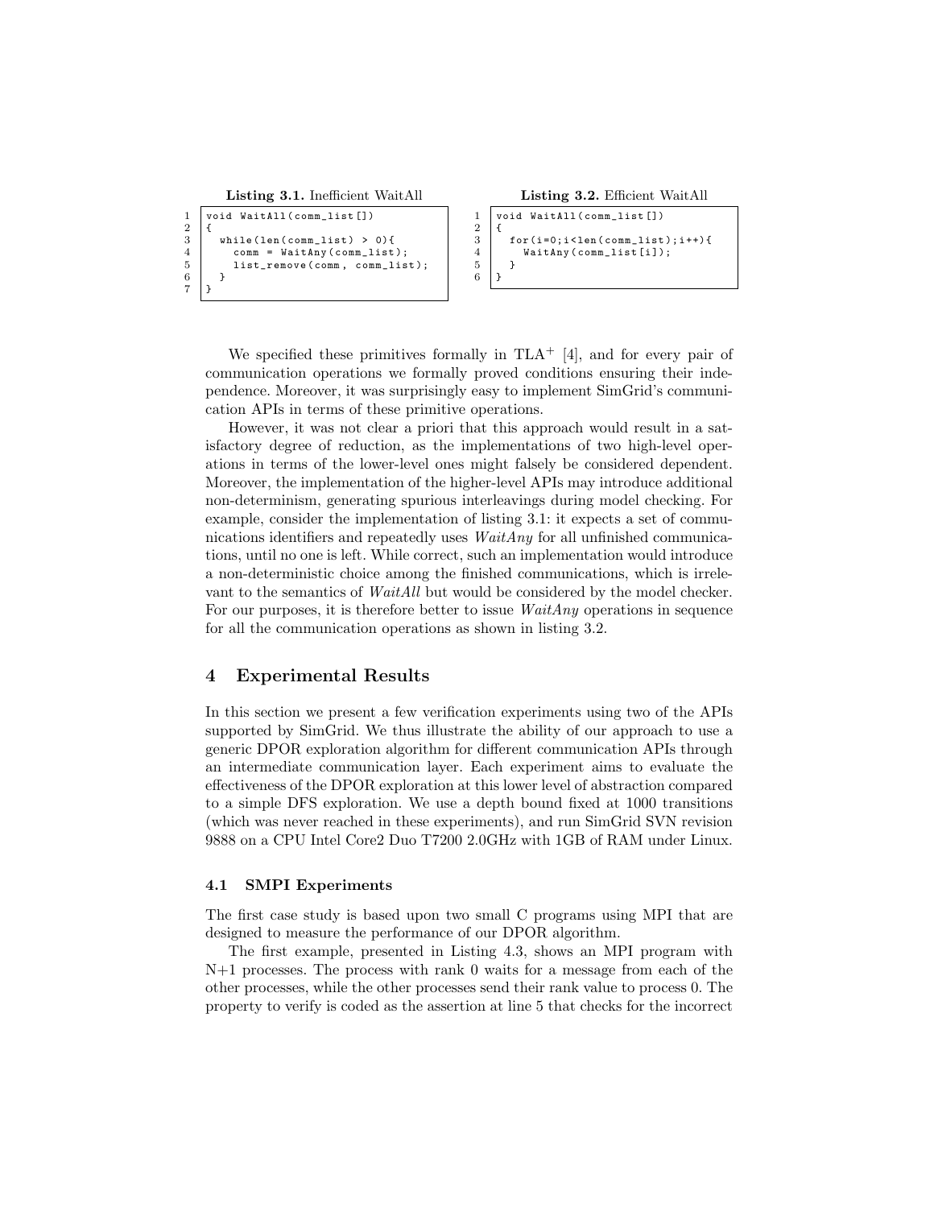**Listing 3.1.** Inefficient WaitAll

```
void WaitAll(comm_list[])
{
  while(len(comm_list) > 0){
    comm = WaitAny(comm_list);
    list_remove(comm, comm_list);
  }
}
```

**Listing 3.2.** Efficient WaitAll

```
void WaitAll(comm_list[])
{
  for(i=0;i<len(comm_list);i++){
    WaitAny(comm_list[i]);
  }
}
```

We specified these primitives formally in TLA$^+$ [4], and for every pair of communication operations we formally proved conditions ensuring their independence. Moreover, it was surprisingly easy to implement SimGrid's communication APIs in terms of these primitive operations.

However, it was not clear a priori that this approach would result in a satisfactory degree of reduction, as the implementations of two high-level operations in terms of the lower-level ones might falsely be considered dependent. Moreover, the implementation of the higher-level APIs may introduce additional non-determinism, generating spurious interleavings during model checking. For example, consider the implementation of listing 3.1: it expects a set of communications identifiers and repeatedly uses *WaitAny* for all unfinished communications, until no one is left. While correct, such an implementation would introduce a non-deterministic choice among the finished communications, which is irrelevant to the semantics of *WaitAll* but would be considered by the model checker. For our purposes, it is therefore better to issue *WaitAny* operations in sequence for all the communication operations as shown in listing 3.2.

## 4 Experimental Results

In this section we present a few verification experiments using two of the APIs supported by SimGrid. We thus illustrate the ability of our approach to use a generic DPOR exploration algorithm for different communication APIs through an intermediate communication layer. Each experiment aims to evaluate the effectiveness of the DPOR exploration at this lower level of abstraction compared to a simple DFS exploration. We use a depth bound fixed at 1000 transitions (which was never reached in these experiments), and run SimGrid SVN revision 9888 on a CPU Intel Core2 Duo T7200 2.0GHz with 1GB of RAM under Linux.

### 4.1 SMPI Experiments

The first case study is based upon two small C programs using MPI that are designed to measure the performance of our DPOR algorithm.

The first example, presented in Listing 4.3, shows an MPI program with N+1 processes. The process with rank 0 waits for a message from each of the other processes, while the other processes send their rank value to process 0. The property to verify is coded as the assertion at line 5 that checks for the incorrect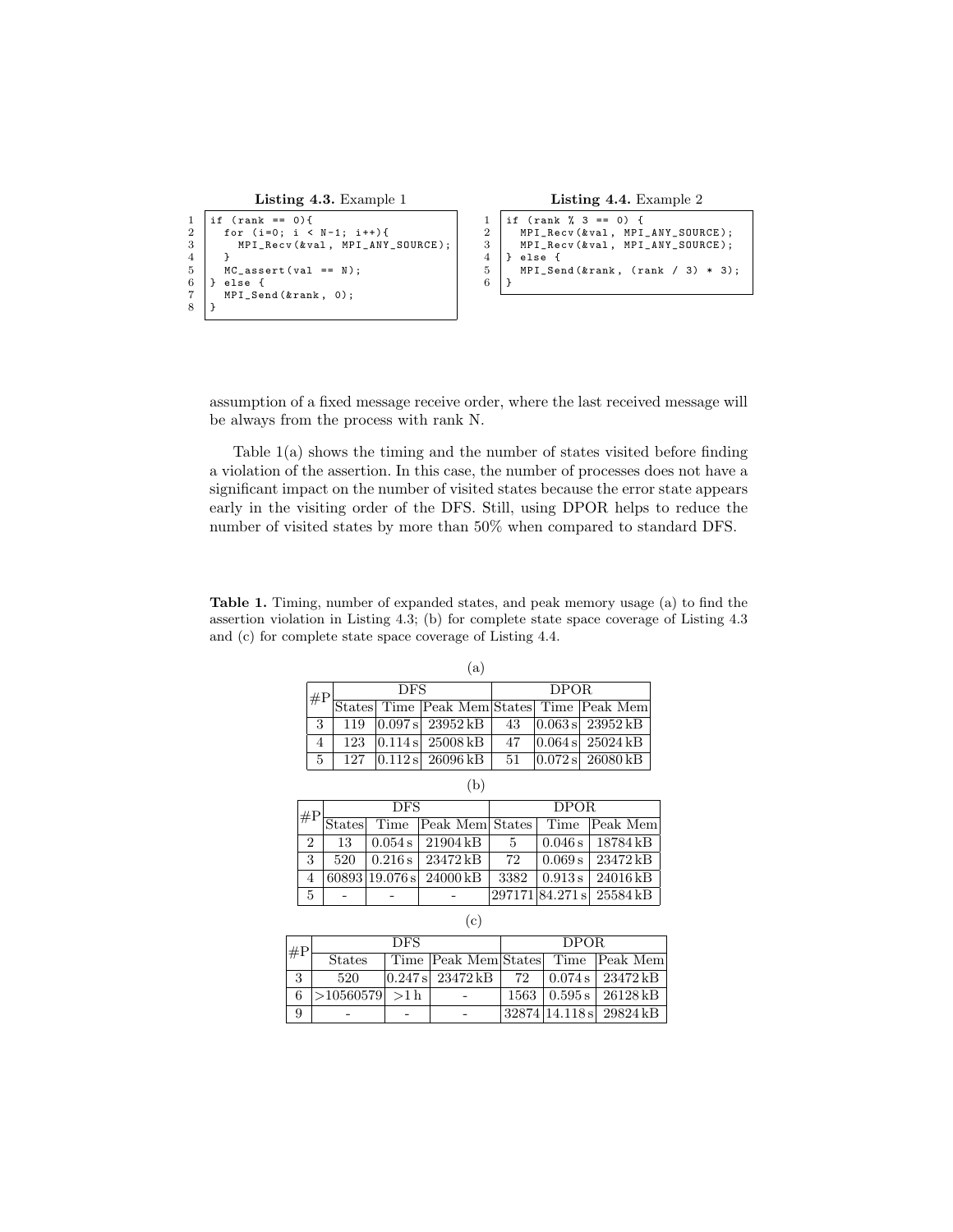**Listing 4.3.** Example 1

```
1  if (rank == 0){
2    for (i=0; i < N-1; i++){
3      MPI_Recv(&val, MPI_ANY_SOURCE);
4    }
5    MC_assert(val == N);
6  } else {
7    MPI_Send(&rank, 0);
8  }
```

**Listing 4.4.** Example 2

```
1  if (rank % 3 == 0) {
2    MPI_Recv(&val, MPI_ANY_SOURCE);
3    MPI_Recv(&val, MPI_ANY_SOURCE);
4  } else {
5    MPI_Send(&rank, (rank / 3) * 3);
6  }
```

assumption of a fixed message receive order, where the last received message will be always from the process with rank N.

Table 1(a) shows the timing and the number of states visited before finding a violation of the assertion. In this case, the number of processes does not have a significant impact on the number of visited states because the error state appears early in the visiting order of the DFS. Still, using DPOR helps to reduce the number of visited states by more than 50% when compared to standard DFS.

**Table 1.** Timing, number of expanded states, and peak memory usage (a) to find the assertion violation in Listing 4.3; (b) for complete state space coverage of Listing 4.3 and (c) for complete state space coverage of Listing 4.4.

(a)

| #P | DFS | | | DPOR | | |
|---|---|---|---|---|---|---|
| | States | Time | Peak Mem | States | Time | Peak Mem |
| 3 | 119 | 0.097 s | 23952 kB | 43 | 0.063 s | 23952 kB |
| 4 | 123 | 0.114 s | 25008 kB | 47 | 0.064 s | 25024 kB |
| 5 | 127 | 0.112 s | 26096 kB | 51 | 0.072 s | 26080 kB |

(b)

| #P | DFS | | | DPOR | | |
|---|---|---|---|---|---|---|
| | States | Time | Peak Mem | States | Time | Peak Mem |
| 2 | 13 | 0.054 s | 21904 kB | 5 | 0.046 s | 18784 kB |
| 3 | 520 | 0.216 s | 23472 kB | 72 | 0.069 s | 23472 kB |
| 4 | 60893 | 19.076 s | 24000 kB | 3382 | 0.913 s | 24016 kB |
| 5 | - | - | - | 297171 | 84.271 s | 25584 kB |

(c)

| #P | DFS | | | DPOR | | |
|---|---|---|---|---|---|---|
| | States | Time | Peak Mem | States | Time | Peak Mem |
| 3 | 520 | 0.247 s | 23472 kB | 72 | 0.074 s | 23472 kB |
| 6 | >10560579 | >1 h | - | 1563 | 0.595 s | 26128 kB |
| 9 | - | - | - | 32874 | 14.118 s | 29824 kB |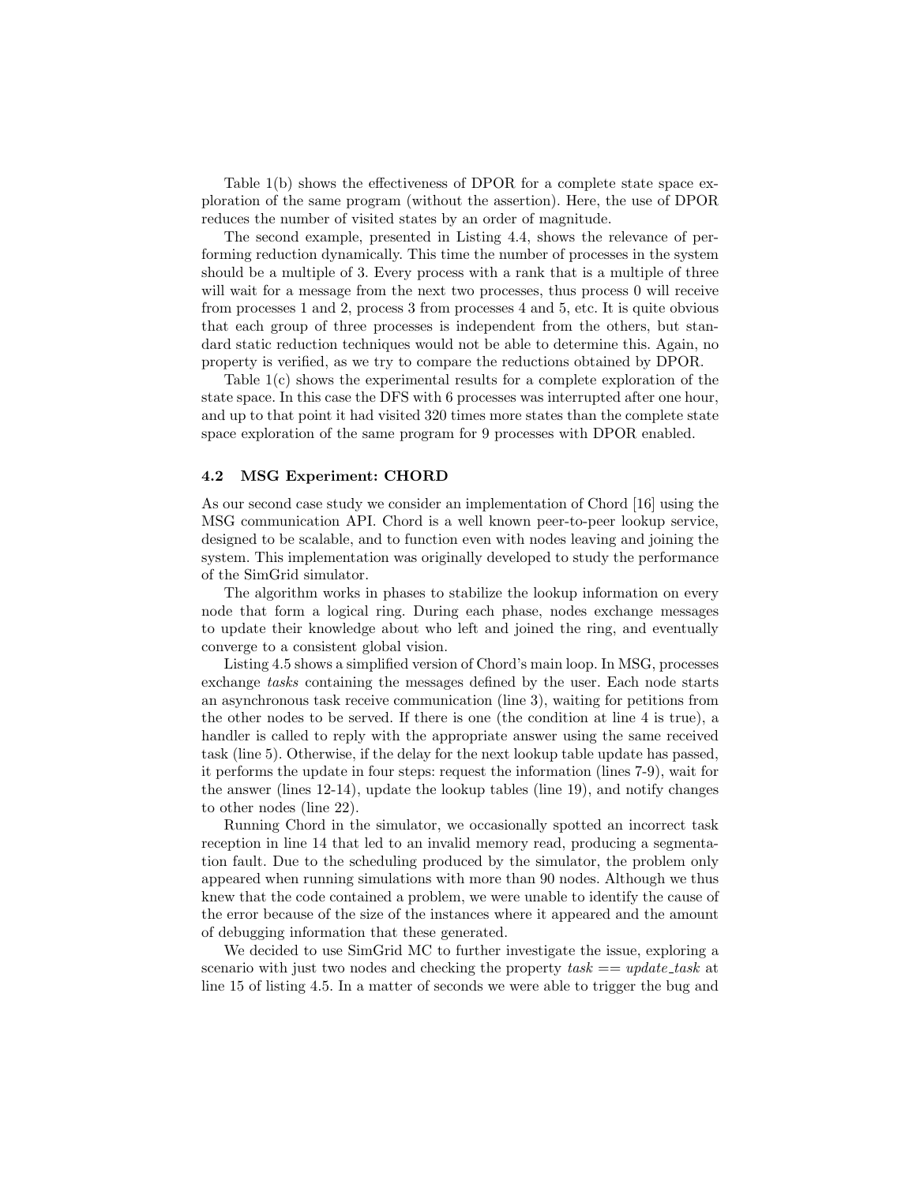Table 1(b) shows the effectiveness of DPOR for a complete state space exploration of the same program (without the assertion). Here, the use of DPOR reduces the number of visited states by an order of magnitude.

The second example, presented in Listing 4.4, shows the relevance of performing reduction dynamically. This time the number of processes in the system should be a multiple of 3. Every process with a rank that is a multiple of three will wait for a message from the next two processes, thus process 0 will receive from processes 1 and 2, process 3 from processes 4 and 5, etc. It is quite obvious that each group of three processes is independent from the others, but standard static reduction techniques would not be able to determine this. Again, no property is verified, as we try to compare the reductions obtained by DPOR.

Table 1(c) shows the experimental results for a complete exploration of the state space. In this case the DFS with 6 processes was interrupted after one hour, and up to that point it had visited 320 times more states than the complete state space exploration of the same program for 9 processes with DPOR enabled.

### 4.2 MSG Experiment: CHORD

As our second case study we consider an implementation of Chord [16] using the MSG communication API. Chord is a well known peer-to-peer lookup service, designed to be scalable, and to function even with nodes leaving and joining the system. This implementation was originally developed to study the performance of the SimGrid simulator.

The algorithm works in phases to stabilize the lookup information on every node that form a logical ring. During each phase, nodes exchange messages to update their knowledge about who left and joined the ring, and eventually converge to a consistent global vision.

Listing 4.5 shows a simplified version of Chord's main loop. In MSG, processes exchange *tasks* containing the messages defined by the user. Each node starts an asynchronous task receive communication (line 3), waiting for petitions from the other nodes to be served. If there is one (the condition at line 4 is true), a handler is called to reply with the appropriate answer using the same received task (line 5). Otherwise, if the delay for the next lookup table update has passed, it performs the update in four steps: request the information (lines 7-9), wait for the answer (lines 12-14), update the lookup tables (line 19), and notify changes to other nodes (line 22).

Running Chord in the simulator, we occasionally spotted an incorrect task reception in line 14 that led to an invalid memory read, producing a segmentation fault. Due to the scheduling produced by the simulator, the problem only appeared when running simulations with more than 90 nodes. Although we thus knew that the code contained a problem, we were unable to identify the cause of the error because of the size of the instances where it appeared and the amount of debugging information that these generated.

We decided to use SimGrid MC to further investigate the issue, exploring a scenario with just two nodes and checking the property $task == update\_task$ at line 15 of listing 4.5. In a matter of seconds we were able to trigger the bug and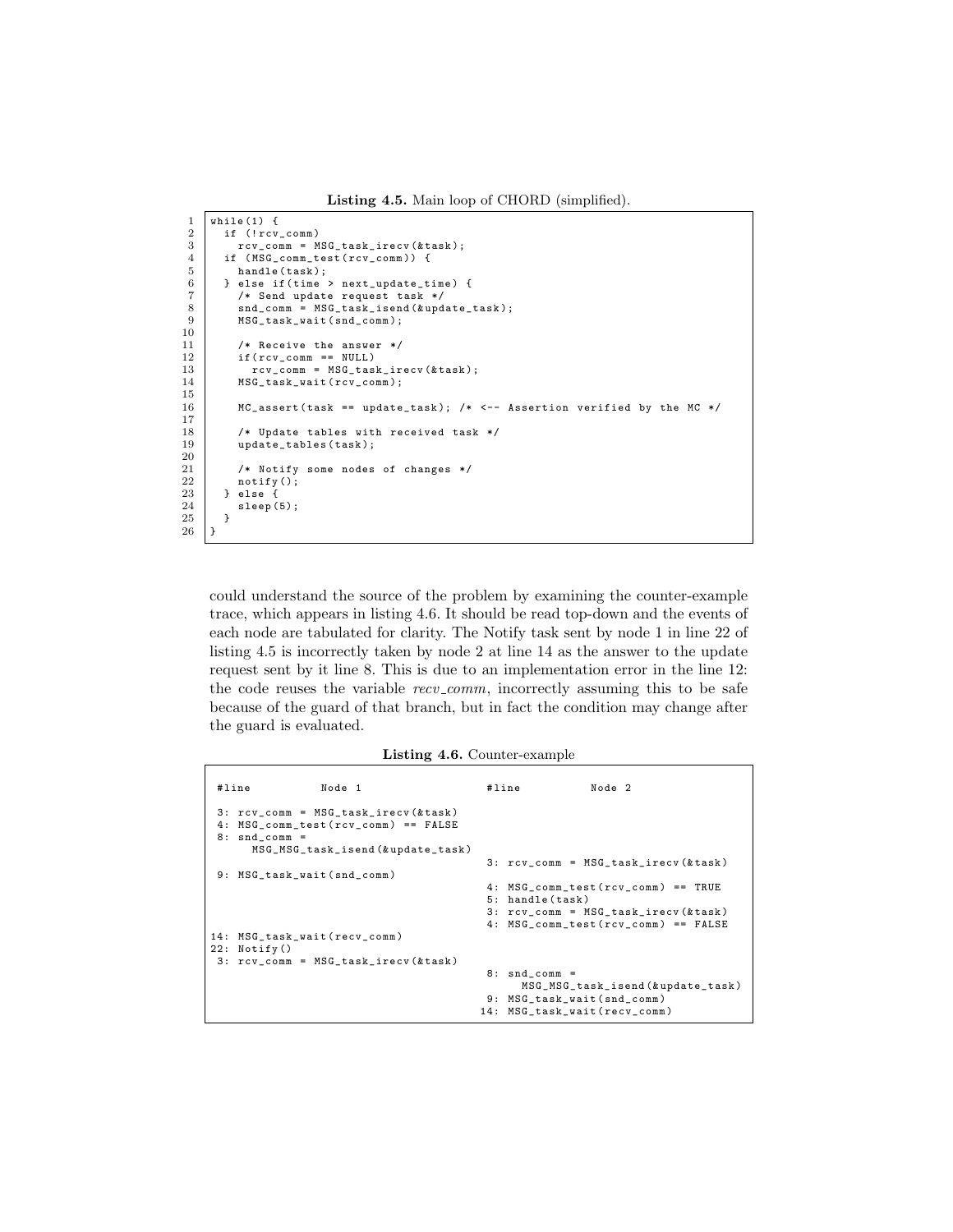**Listing 4.5.** Main loop of CHORD (simplified).

```
1  while(1) {
2    if (!rcv_comm)
3      rcv_comm = MSG_task_irecv(&task);
4    if (MSG_comm_test(rcv_comm)) {
5      handle(task);
6    } else if(time > next_update_time) {
7      /* Send update request task */
8      snd_comm = MSG_task_isend(&update_task);
9      MSG_task_wait(snd_comm);
10
11     /* Receive the answer */
12     if(rcv_comm == NULL)
13       rcv_comm = MSG_task_irecv(&task);
14     MSG_task_wait(rcv_comm);
15
16     MC_assert(task == update_task); /* <-- Assertion verified by the MC */
17
18     /* Update tables with received task */
19     update_tables(task);
20
21     /* Notify some nodes of changes */
22     notify();
23   } else {
24     sleep(5);
25   }
26 }
```

could understand the source of the problem by examining the counter-example trace, which appears in listing 4.6. It should be read top-down and the events of each node are tabulated for clarity. The Notify task sent by node 1 in line 22 of listing 4.5 is incorrectly taken by node 2 at line 14 as the answer to the update request sent by it line 8. This is due to an implementation error in the line 12: the code reuses the variable *recv_comm*, incorrectly assuming this to be safe because of the guard of that branch, but in fact the condition may change after the guard is evaluated.

**Listing 4.6.** Counter-example

```
#line          Node 1                    #line          Node 2

 3: rcv_comm = MSG_task_irecv(&task)
 4: MSG_comm_test(rcv_comm) == FALSE
 8: snd_comm =
      MSG_MSG_task_isend(&update_task)
                                          3: rcv_comm = MSG_task_irecv(&task)
 9: MSG_task_wait(snd_comm)
                                          4: MSG_comm_test(rcv_comm) == TRUE
                                          5: handle(task)
                                          3: rcv_comm = MSG_task_irecv(&task)
                                          4: MSG_comm_test(rcv_comm) == FALSE
14: MSG_task_wait(recv_comm)
22: Notify()
 3: rcv_comm = MSG_task_irecv(&task)
                                          8: snd_comm =
                                               MSG_MSG_task_isend(&update_task)
                                          9: MSG_task_wait(snd_comm)
                                         14: MSG_task_wait(recv_comm)
```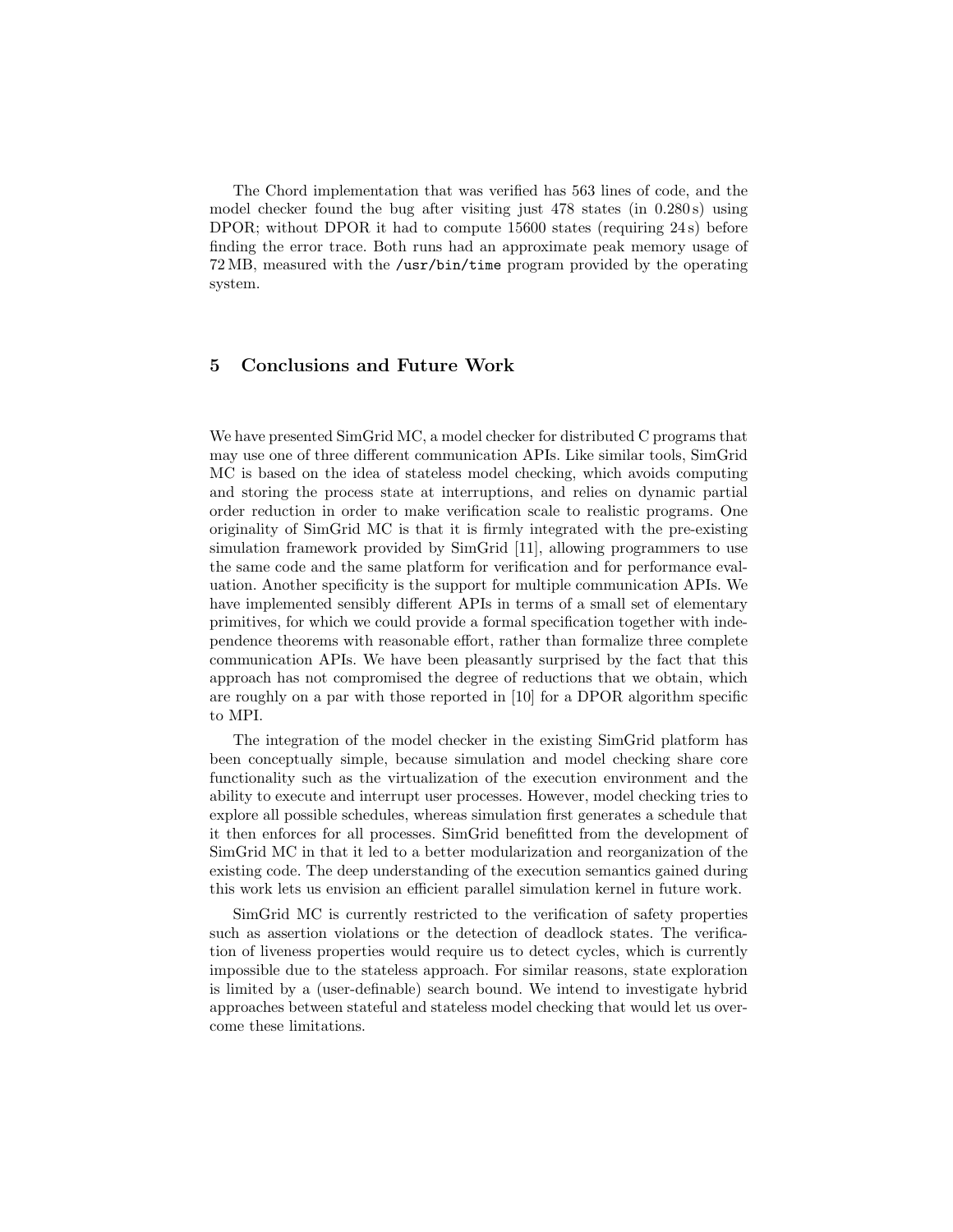The Chord implementation that was verified has 563 lines of code, and the model checker found the bug after visiting just 478 states (in 0.280 s) using DPOR; without DPOR it had to compute 15600 states (requiring 24 s) before finding the error trace. Both runs had an approximate peak memory usage of 72 MB, measured with the `/usr/bin/time` program provided by the operating system.

## 5 Conclusions and Future Work

We have presented SimGrid MC, a model checker for distributed C programs that may use one of three different communication APIs. Like similar tools, SimGrid MC is based on the idea of stateless model checking, which avoids computing and storing the process state at interruptions, and relies on dynamic partial order reduction in order to make verification scale to realistic programs. One originality of SimGrid MC is that it is firmly integrated with the pre-existing simulation framework provided by SimGrid [11], allowing programmers to use the same code and the same platform for verification and for performance evaluation. Another specificity is the support for multiple communication APIs. We have implemented sensibly different APIs in terms of a small set of elementary primitives, for which we could provide a formal specification together with independence theorems with reasonable effort, rather than formalize three complete communication APIs. We have been pleasantly surprised by the fact that this approach has not compromised the degree of reductions that we obtain, which are roughly on a par with those reported in [10] for a DPOR algorithm specific to MPI.

The integration of the model checker in the existing SimGrid platform has been conceptually simple, because simulation and model checking share core functionality such as the virtualization of the execution environment and the ability to execute and interrupt user processes. However, model checking tries to explore all possible schedules, whereas simulation first generates a schedule that it then enforces for all processes. SimGrid benefitted from the development of SimGrid MC in that it led to a better modularization and reorganization of the existing code. The deep understanding of the execution semantics gained during this work lets us envision an efficient parallel simulation kernel in future work.

SimGrid MC is currently restricted to the verification of safety properties such as assertion violations or the detection of deadlock states. The verification of liveness properties would require us to detect cycles, which is currently impossible due to the stateless approach. For similar reasons, state exploration is limited by a (user-definable) search bound. We intend to investigate hybrid approaches between stateful and stateless model checking that would let us overcome these limitations.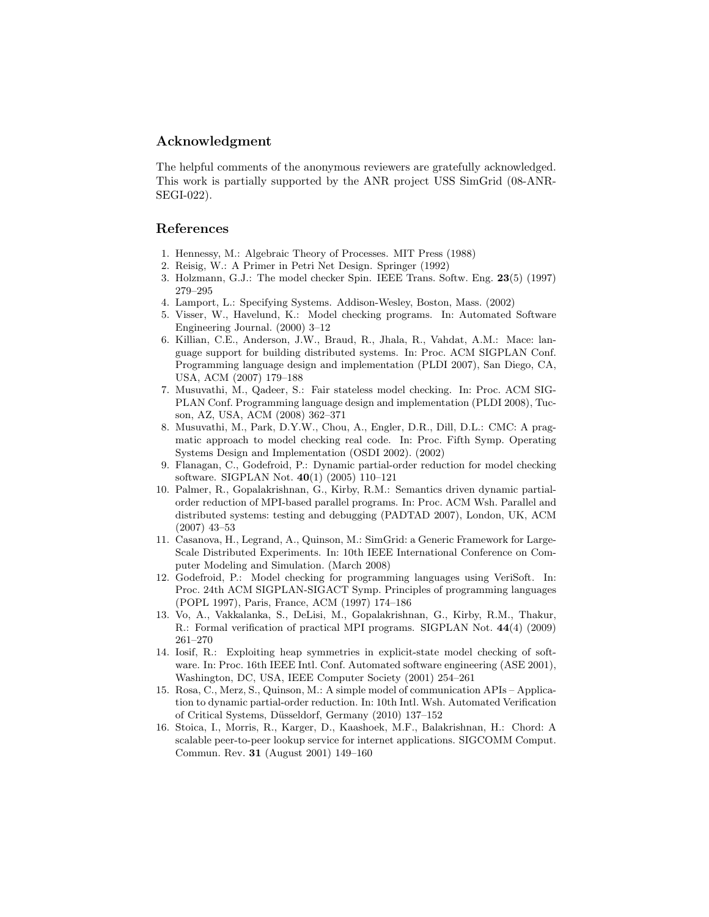## Acknowledgment

The helpful comments of the anonymous reviewers are gratefully acknowledged. This work is partially supported by the ANR project USS SimGrid (08-ANR-SEGI-022).

## References

1. Hennessy, M.: Algebraic Theory of Processes. MIT Press (1988)
2. Reisig, W.: A Primer in Petri Net Design. Springer (1992)
3. Holzmann, G.J.: The model checker Spin. IEEE Trans. Softw. Eng. **23**(5) (1997) 279–295
4. Lamport, L.: Specifying Systems. Addison-Wesley, Boston, Mass. (2002)
5. Visser, W., Havelund, K.: Model checking programs. In: Automated Software Engineering Journal. (2000) 3–12
6. Killian, C.E., Anderson, J.W., Braud, R., Jhala, R., Vahdat, A.M.: Mace: language support for building distributed systems. In: Proc. ACM SIGPLAN Conf. Programming language design and implementation (PLDI 2007), San Diego, CA, USA, ACM (2007) 179–188
7. Musuvathi, M., Qadeer, S.: Fair stateless model checking. In: Proc. ACM SIGPLAN Conf. Programming language design and implementation (PLDI 2008), Tucson, AZ, USA, ACM (2008) 362–371
8. Musuvathi, M., Park, D.Y.W., Chou, A., Engler, D.R., Dill, D.L.: CMC: A pragmatic approach to model checking real code. In: Proc. Fifth Symp. Operating Systems Design and Implementation (OSDI 2002). (2002)
9. Flanagan, C., Godefroid, P.: Dynamic partial-order reduction for model checking software. SIGPLAN Not. **40**(1) (2005) 110–121
10. Palmer, R., Gopalakrishnan, G., Kirby, R.M.: Semantics driven dynamic partial-order reduction of MPI-based parallel programs. In: Proc. ACM Wsh. Parallel and distributed systems: testing and debugging (PADTAD 2007), London, UK, ACM (2007) 43–53
11. Casanova, H., Legrand, A., Quinson, M.: SimGrid: a Generic Framework for Large-Scale Distributed Experiments. In: 10th IEEE International Conference on Computer Modeling and Simulation. (March 2008)
12. Godefroid, P.: Model checking for programming languages using VeriSoft. In: Proc. 24th ACM SIGPLAN-SIGACT Symp. Principles of programming languages (POPL 1997), Paris, France, ACM (1997) 174–186
13. Vo, A., Vakkalanka, S., DeLisi, M., Gopalakrishnan, G., Kirby, R.M., Thakur, R.: Formal verification of practical MPI programs. SIGPLAN Not. **44**(4) (2009) 261–270
14. Iosif, R.: Exploiting heap symmetries in explicit-state model checking of software. In: Proc. 16th IEEE Intl. Conf. Automated software engineering (ASE 2001), Washington, DC, USA, IEEE Computer Society (2001) 254–261
15. Rosa, C., Merz, S., Quinson, M.: A simple model of communication APIs – Application to dynamic partial-order reduction. In: 10th Intl. Wsh. Automated Verification of Critical Systems, Düsseldorf, Germany (2010) 137–152
16. Stoica, I., Morris, R., Karger, D., Kaashoek, M.F., Balakrishnan, H.: Chord: A scalable peer-to-peer lookup service for internet applications. SIGCOMM Comput. Commun. Rev. **31** (August 2001) 149–160